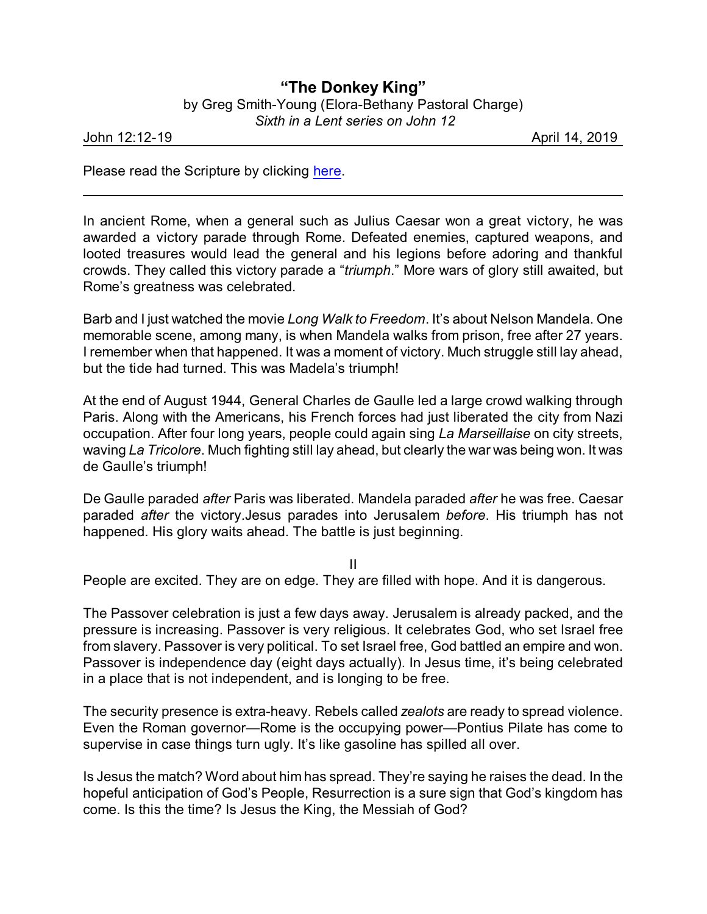# "The Donkey King"

by Greg Smith-Young (Elora-Bethany Pastoral Charge)

*Sixth in a Lent series on John 12*

John 12:12-19 April 14, 2019

Please read the Scripture by clicking here.

---

In ancient Rome, when a general such as Julius Caesar won a great victory, he was awarded a victory parade through Rome. Defeated enemies, captured weapons, and looted treasures would lead the general and his legions before adoring and thankful crowds. They called this victory parade a "*triumph*." More wars of glory still awaited, but Rome's greatness was celebrated.

Barb and I just watched the movie *Long Walk to Freedom*. It's about Nelson Mandela. One memorable scene, among many, is when Mandela walks from prison, free after 27 years. I remember when that happened. It was a moment of victory. Much struggle still lay ahead, but the tide had turned. This was Madela's triumph!

At the end of August 1944, General Charles de Gaulle led a large crowd walking through Paris. Along with the Americans, his French forces had just liberated the city from Nazi occupation. After four long years, people could again sing *La Marseillaise* on city streets, waving *La Tricolore*. Much fighting still lay ahead, but clearly the war was being won. It was de Gaulle's triumph!

De Gaulle paraded *after* Paris was liberated. Mandela paraded *after* he was free. Caesar paraded *after* the victory.Jesus parades into Jerusalem *before*. His triumph has not happened. His glory waits ahead. The battle is just beginning.

II

People are excited. They are on edge. They are filled with hope. And it is dangerous.

The Passover celebration is just a few days away. Jerusalem is already packed, and the pressure is increasing. Passover is very religious. It celebrates God, who set Israel free from slavery. Passover is very political. To set Israel free, God battled an empire and won. Passover is independence day (eight days actually). In Jesus time, it's being celebrated in a place that is not independent, and is longing to be free.

The security presence is extra-heavy. Rebels called *zealots* are ready to spread violence. Even the Roman governor—Rome is the occupying power—Pontius Pilate has come to supervise in case things turn ugly. It's like gasoline has spilled all over.

Is Jesus the match? Word about him has spread. They're saying he raises the dead. In the hopeful anticipation of God's People, Resurrection is a sure sign that God's kingdom has come. Is this the time? Is Jesus the King, the Messiah of God?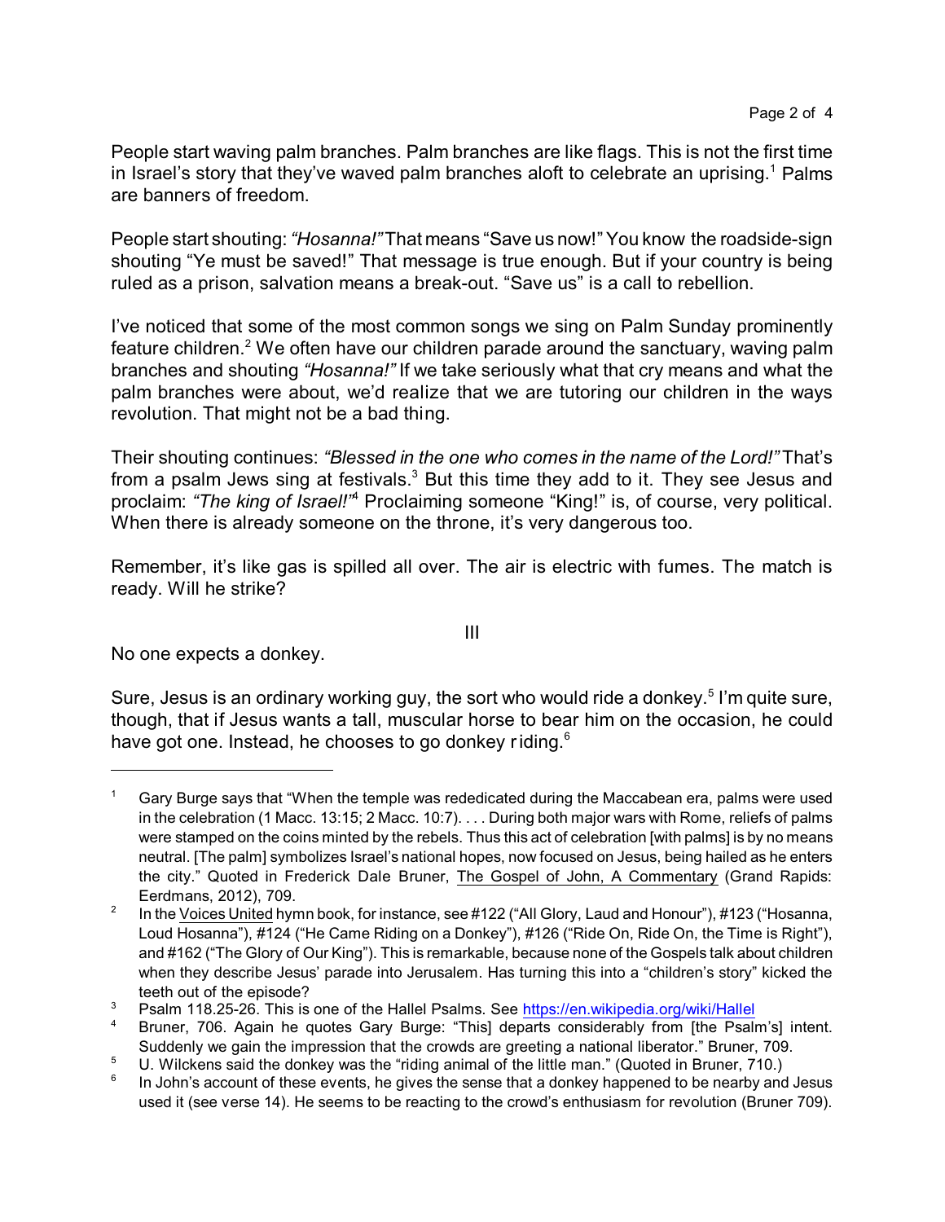People start waving palm branches. Palm branches are like flags. This is not the first time in Israel's story that they've waved palm branches aloft to celebrate an uprising.[1] Palms are banners of freedom.

People start shouting: *"Hosanna!"* That means "Save us now!" You know the roadside-sign shouting "Ye must be saved!" That message is true enough. But if your country is being ruled as a prison, salvation means a break-out. "Save us" is a call to rebellion.

I've noticed that some of the most common songs we sing on Palm Sunday prominently feature children.[2] We often have our children parade around the sanctuary, waving palm branches and shouting *"Hosanna!"* If we take seriously what that cry means and what the palm branches were about, we'd realize that we are tutoring our children in the ways revolution. That might not be a bad thing.

Their shouting continues: *"Blessed in the one who comes in the name of the Lord!"* That's from a psalm Jews sing at festivals.[3] But this time they add to it. They see Jesus and proclaim: *"The king of Israel!"*[4] Proclaiming someone "King!" is, of course, very political. When there is already someone on the throne, it's very dangerous too.

Remember, it's like gas is spilled all over. The air is electric with fumes. The match is ready. Will he strike?

III

No one expects a donkey.

Sure, Jesus is an ordinary working guy, the sort who would ride a donkey.[5] I'm quite sure, though, that if Jesus wants a tall, muscular horse to bear him on the occasion, he could have got one. Instead, he chooses to go donkey riding.[6]

---

[1] Gary Burge says that "When the temple was rededicated during the Maccabean era, palms were used in the celebration (1 Macc. 13:15; 2 Macc. 10:7). . . . During both major wars with Rome, reliefs of palms were stamped on the coins minted by the rebels. Thus this act of celebration [with palms] is by no means neutral. [The palm] symbolizes Israel's national hopes, now focused on Jesus, being hailed as he enters the city." Quoted in Frederick Dale Bruner, The Gospel of John, A Commentary (Grand Rapids: Eerdmans, 2012), 709.

[2] In the Voices United hymn book, for instance, see #122 ("All Glory, Laud and Honour"), #123 ("Hosanna, Loud Hosanna"), #124 ("He Came Riding on a Donkey"), #126 ("Ride On, Ride On, the Time is Right"), and #162 ("The Glory of Our King"). This is remarkable, because none of the Gospels talk about children when they describe Jesus' parade into Jerusalem. Has turning this into a "children's story" kicked the teeth out of the episode?

[3] Psalm 118.25-26. This is one of the Hallel Psalms. See https://en.wikipedia.org/wiki/Hallel

[4] Bruner, 706. Again he quotes Gary Burge: "This] departs considerably from [the Psalm's] intent. Suddenly we gain the impression that the crowds are greeting a national liberator." Bruner, 709.

[5] U. Wilckens said the donkey was the "riding animal of the little man." (Quoted in Bruner, 710.)

[6] In John's account of these events, he gives the sense that a donkey happened to be nearby and Jesus used it (see verse 14). He seems to be reacting to the crowd's enthusiasm for revolution (Bruner 709).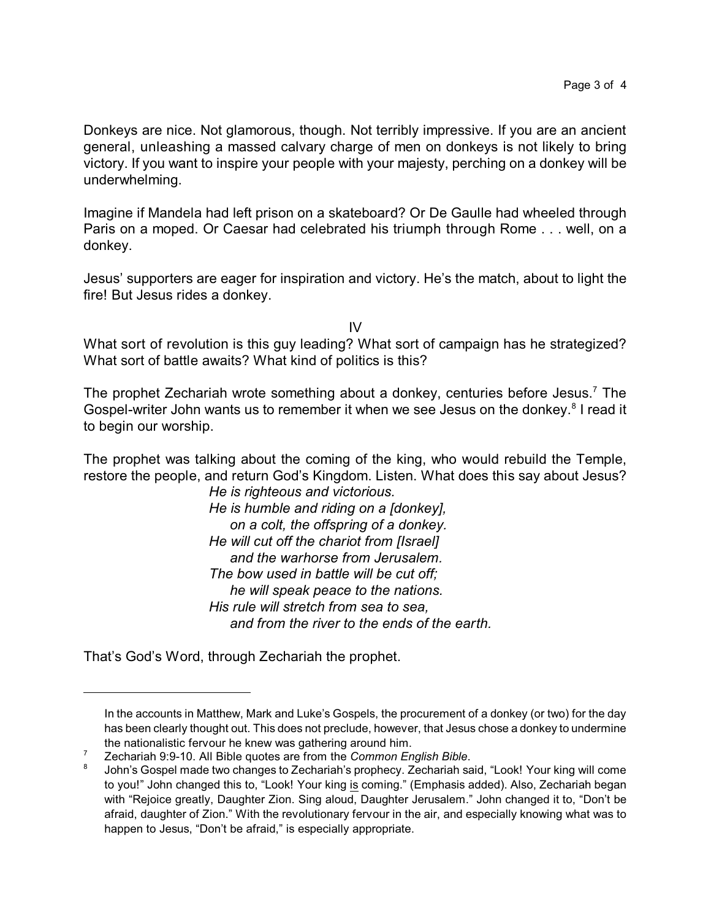Donkeys are nice. Not glamorous, though. Not terribly impressive. If you are an ancient general, unleashing a massed calvary charge of men on donkeys is not likely to bring victory. If you want to inspire your people with your majesty, perching on a donkey will be underwhelming.

Imagine if Mandela had left prison on a skateboard? Or De Gaulle had wheeled through Paris on a moped. Or Caesar had celebrated his triumph through Rome . . . well, on a donkey.

Jesus' supporters are eager for inspiration and victory. He's the match, about to light the fire! But Jesus rides a donkey.

IV

What sort of revolution is this guy leading? What sort of campaign has he strategized? What sort of battle awaits? What kind of politics is this?

The prophet Zechariah wrote something about a donkey, centuries before Jesus.[7] The Gospel-writer John wants us to remember it when we see Jesus on the donkey.[8] I read it to begin our worship.

The prophet was talking about the coming of the king, who would rebuild the Temple, restore the people, and return God's Kingdom. Listen. What does this say about Jesus?

> *He is righteous and victorious.*
> *He is humble and riding on a [donkey],*
> *on a colt, the offspring of a donkey.*
> *He will cut off the chariot from [Israel]*
> *and the warhorse from Jerusalem.*
> *The bow used in battle will be cut off;*
> *he will speak peace to the nations.*
> *His rule will stretch from sea to sea,*
> *and from the river to the ends of the earth.*

That's God's Word, through Zechariah the prophet.

---

In the accounts in Matthew, Mark and Luke's Gospels, the procurement of a donkey (or two) for the day has been clearly thought out. This does not preclude, however, that Jesus chose a donkey to undermine the nationalistic fervour he knew was gathering around him.

[7] Zechariah 9:9-10. All Bible quotes are from the *Common English Bible*.

[8] John's Gospel made two changes to Zechariah's prophecy. Zechariah said, "Look! Your king will come to you!" John changed this to, "Look! Your king is coming." (Emphasis added). Also, Zechariah began with "Rejoice greatly, Daughter Zion. Sing aloud, Daughter Jerusalem." John changed it to, "Don't be afraid, daughter of Zion." With the revolutionary fervour in the air, and especially knowing what was to happen to Jesus, "Don't be afraid," is especially appropriate.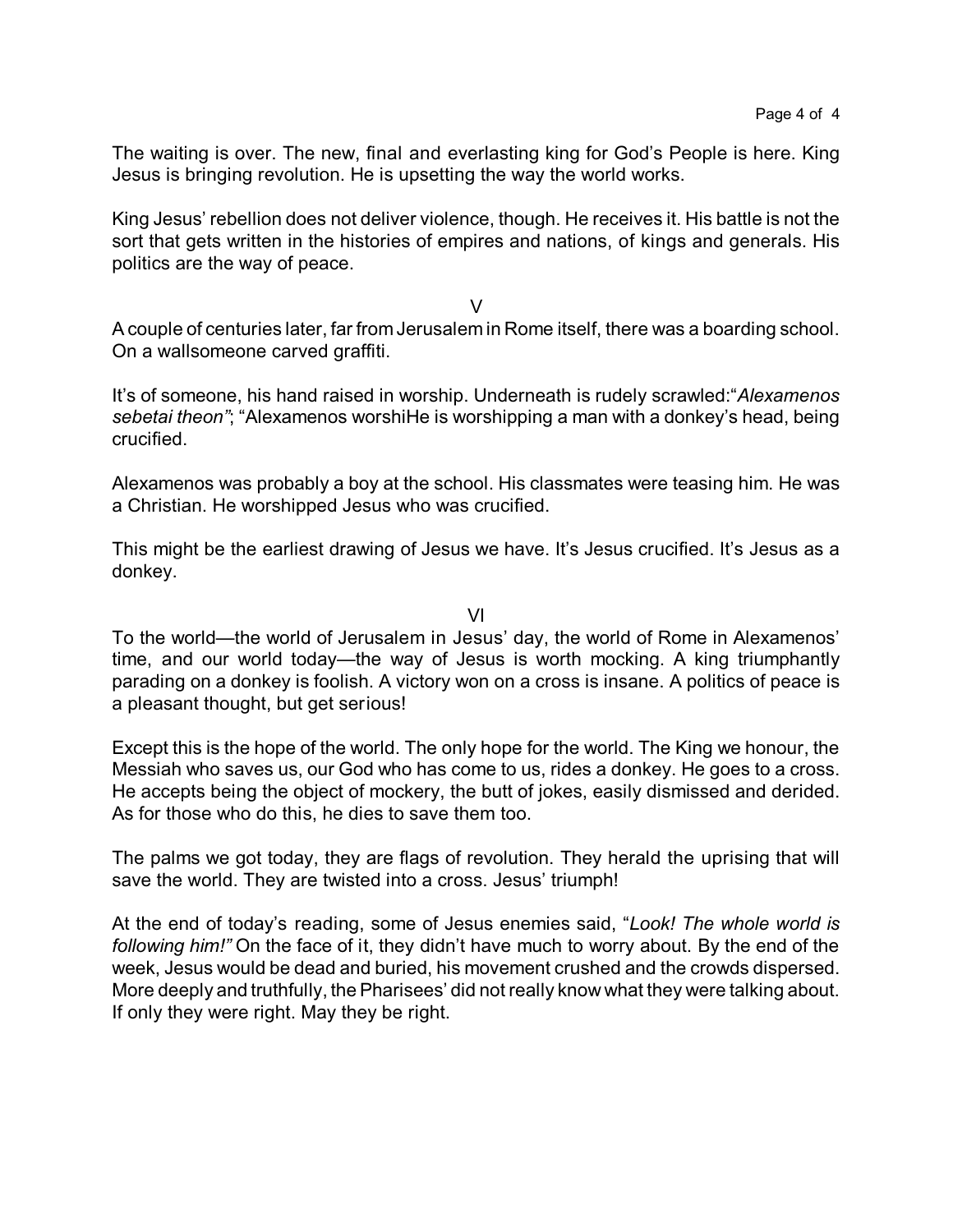The waiting is over. The new, final and everlasting king for God's People is here. King Jesus is bringing revolution. He is upsetting the way the world works.

King Jesus' rebellion does not deliver violence, though. He receives it. His battle is not the sort that gets written in the histories of empires and nations, of kings and generals. His politics are the way of peace.

V

A couple of centuries later, far from Jerusalem in Rome itself, there was a boarding school. On a wallsomeone carved graffiti.

It's of someone, his hand raised in worship. Underneath is rudely scrawled:"*Alexamenos sebetai theon"*; "Alexamenos worshiHe is worshipping a man with a donkey's head, being crucified.

Alexamenos was probably a boy at the school. His classmates were teasing him. He was a Christian. He worshipped Jesus who was crucified.

This might be the earliest drawing of Jesus we have. It's Jesus crucified. It's Jesus as a donkey.

VI

To the world—the world of Jerusalem in Jesus' day, the world of Rome in Alexamenos' time, and our world today—the way of Jesus is worth mocking. A king triumphantly parading on a donkey is foolish. A victory won on a cross is insane. A politics of peace is a pleasant thought, but get serious!

Except this is the hope of the world. The only hope for the world. The King we honour, the Messiah who saves us, our God who has come to us, rides a donkey. He goes to a cross. He accepts being the object of mockery, the butt of jokes, easily dismissed and derided. As for those who do this, he dies to save them too.

The palms we got today, they are flags of revolution. They herald the uprising that will save the world. They are twisted into a cross. Jesus' triumph!

At the end of today's reading, some of Jesus enemies said, "*Look! The whole world is following him!"* On the face of it, they didn't have much to worry about. By the end of the week, Jesus would be dead and buried, his movement crushed and the crowds dispersed. More deeply and truthfully, the Pharisees' did not really know what they were talking about. If only they were right. May they be right.